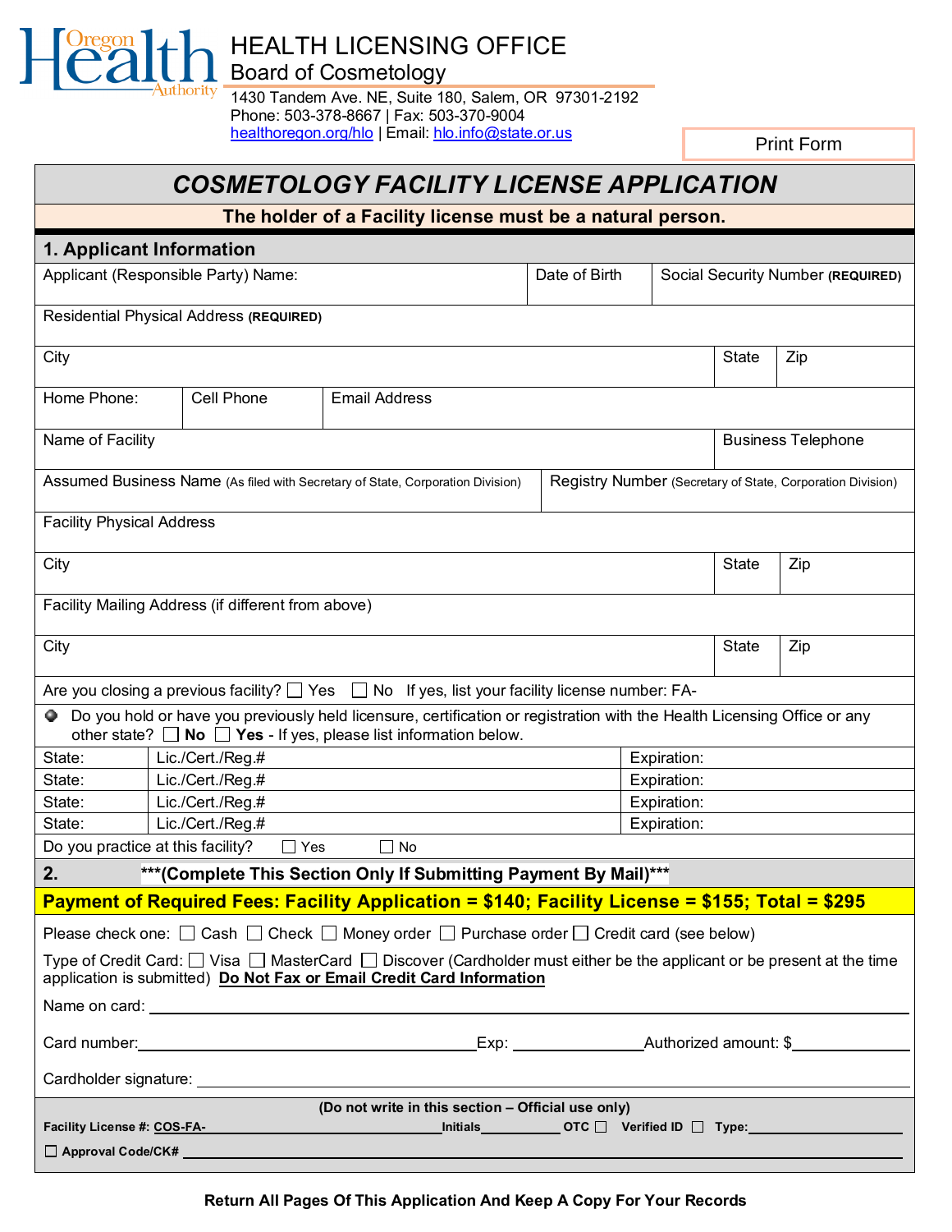Oregon Health Authority

# HEALTH LICENSING OFFICE

Board of Cosmetology

1430 Tandem Ave. NE, Suite 180, Salem, OR 97301-2192
Phone: 503-378-8667 | Fax: 503-370-9004
healthoregon.org/hlo | Email: hlo.info@state.or.us

Print Form

## *COSMETOLOGY FACILITY LICENSE APPLICATION*

**The holder of a Facility license must be a natural person.**

### 1. Applicant Information

| Applicant (Responsible Party) Name: | Date of Birth | Social Security Number **(REQUIRED)** |
|---|---|---|

Residential Physical Address **(REQUIRED)**

| City | State | Zip |
|---|---|---|

| Home Phone: | Cell Phone | Email Address |
|---|---|---|

| Name of Facility | Business Telephone |
|---|---|

| Assumed Business Name (As filed with Secretary of State, Corporation Division) | Registry Number (Secretary of State, Corporation Division) |
|---|---|

Facility Physical Address

| City | State | Zip |
|---|---|---|

Facility Mailing Address (if different from above)

| City | State | Zip |
|---|---|---|

Are you closing a previous facility? ☐ Yes ☐ No If yes, list your facility license number: FA-

Do you hold or have you previously held licensure, certification or registration with the Health Licensing Office or any other state? ☐ **No** ☐ **Yes** - If yes, please list information below.

| State: | Lic./Cert./Reg.# | Expiration: |
|---|---|---|
| State: | Lic./Cert./Reg.# | Expiration: |
| State: | Lic./Cert./Reg.# | Expiration: |
| State: | Lic./Cert./Reg.# | Expiration: |

Do you practice at this facility? ☐ Yes ☐ No

### 2. ***(Complete This Section Only If Submitting Payment By Mail)***

**Payment of Required Fees: Facility Application = $140; Facility License = $155; Total = $295**

Please check one: ☐ Cash ☐ Check ☐ Money order ☐ Purchase order ☐ Credit card (see below)

Type of Credit Card: ☐ Visa ☐ MasterCard ☐ Discover (Cardholder must either be the applicant or be present at the time application is submitted) **Do Not Fax or Email Credit Card Information**

Name on card: ______________________________

Card number: ______________________ Exp: ____________ Authorized amount: $__________

Cardholder signature: ______________________________

**(Do not write in this section – Official use only)**

**Facility License #: COS-FA-** ______________ **Initials** ________ **OTC** ☐ **Verified ID** ☐ **Type:** ________

☐ **Approval Code/CK#** ______________________________

**Return All Pages Of This Application And Keep A Copy For Your Records**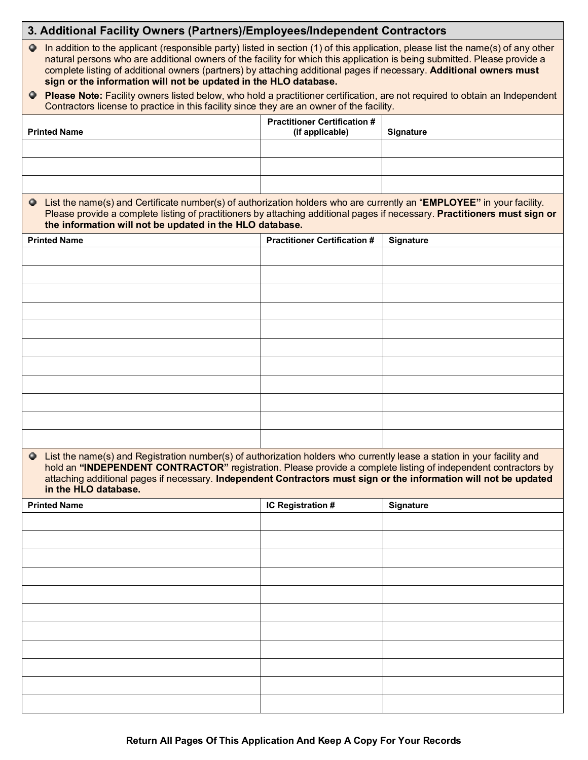## 3. Additional Facility Owners (Partners)/Employees/Independent Contractors

- In addition to the applicant (responsible party) listed in section (1) of this application, please list the name(s) of any other natural persons who are additional owners of the facility for which this application is being submitted. Please provide a complete listing of additional owners (partners) by attaching additional pages if necessary. **Additional owners must sign or the information will not be updated in the HLO database.**
- **Please Note:** Facility owners listed below, who hold a practitioner certification, are not required to obtain an Independent Contractors license to practice in this facility since they are an owner of the facility.

| Printed Name | Practitioner Certification # (if applicable) | Signature |
|---|---|---|
| | | |
| | | |
| | | |

- List the name(s) and Certificate number(s) of authorization holders who are currently an "**EMPLOYEE**" in your facility. Please provide a complete listing of practitioners by attaching additional pages if necessary. **Practitioners must sign or the information will not be updated in the HLO database.**

| Printed Name | Practitioner Certification # | Signature |
|---|---|---|
| | | |
| | | |
| | | |
| | | |
| | | |
| | | |
| | | |
| | | |
| | | |
| | | |
| | | |

- List the name(s) and Registration number(s) of authorization holders who currently lease a station in your facility and hold an **"INDEPENDENT CONTRACTOR"** registration. Please provide a complete listing of independent contractors by attaching additional pages if necessary. **Independent Contractors must sign or the information will not be updated in the HLO database.**

| Printed Name | IC Registration # | Signature |
|---|---|---|
| | | |
| | | |
| | | |
| | | |
| | | |
| | | |
| | | |
| | | |
| | | |
| | | |
| | | |

**Return All Pages Of This Application And Keep A Copy For Your Records**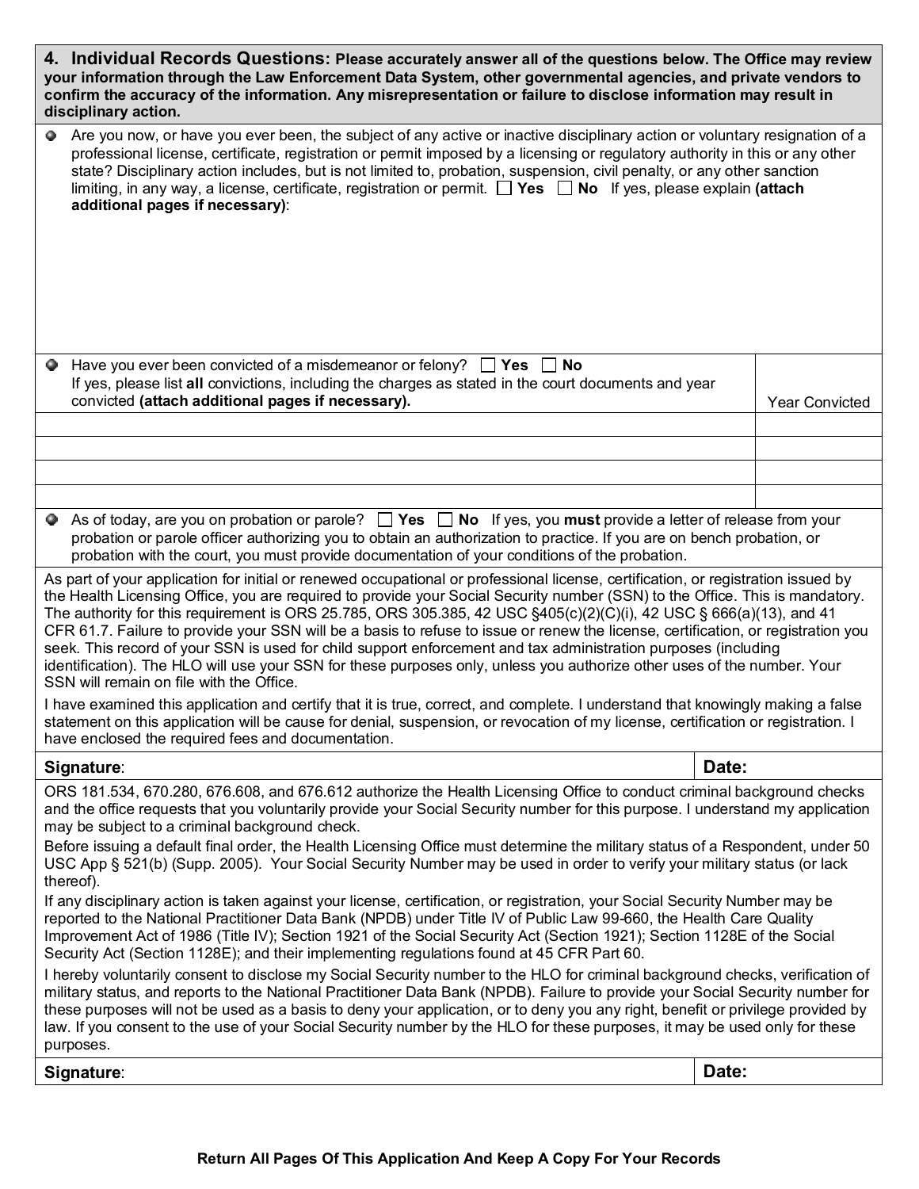## 4. Individual Records Questions: **Please accurately answer all of the questions below. The Office may review your information through the Law Enforcement Data System, other governmental agencies, and private vendors to confirm the accuracy of the information. Any misrepresentation or failure to disclose information may result in disciplinary action.**

- Are you now, or have you ever been, the subject of any active or inactive disciplinary action or voluntary resignation of a professional license, certificate, registration or permit imposed by a licensing or regulatory authority in this or any other state? Disciplinary action includes, but is not limited to, probation, suspension, civil penalty, or any other sanction limiting, in any way, a license, certificate, registration or permit. ☐ **Yes** ☐ **No** If yes, please explain **(attach additional pages if necessary)**:

- Have you ever been convicted of a misdemeanor or felony? ☐ **Yes** ☐ **No**
  If yes, please list **all** convictions, including the charges as stated in the court documents and year convicted **(attach additional pages if necessary).**

| | Year Convicted |
|---|---|
| | |
| | |
| | |
| | |

- As of today, are you on probation or parole? ☐ **Yes** ☐ **No** If yes, you **must** provide a letter of release from your probation or parole officer authorizing you to obtain an authorization to practice. If you are on bench probation, or probation with the court, you must provide documentation of your conditions of the probation.

As part of your application for initial or renewed occupational or professional license, certification, or registration issued by the Health Licensing Office, you are required to provide your Social Security number (SSN) to the Office. This is mandatory. The authority for this requirement is ORS 25.785, ORS 305.385, 42 USC §405(c)(2)(C)(i), 42 USC § 666(a)(13), and 41 CFR 61.7. Failure to provide your SSN will be a basis to refuse to issue or renew the license, certification, or registration you seek. This record of your SSN is used for child support enforcement and tax administration purposes (including identification). The HLO will use your SSN for these purposes only, unless you authorize other uses of the number. Your SSN will remain on file with the Office.

I have examined this application and certify that it is true, correct, and complete. I understand that knowingly making a false statement on this application will be cause for denial, suspension, or revocation of my license, certification or registration. I have enclosed the required fees and documentation.

| **Signature**: | **Date:** |
|---|---|

ORS 181.534, 670.280, 676.608, and 676.612 authorize the Health Licensing Office to conduct criminal background checks and the office requests that you voluntarily provide your Social Security number for this purpose. I understand my application may be subject to a criminal background check.

Before issuing a default final order, the Health Licensing Office must determine the military status of a Respondent, under 50 USC App § 521(b) (Supp. 2005). Your Social Security Number may be used in order to verify your military status (or lack thereof).

If any disciplinary action is taken against your license, certification, or registration, your Social Security Number may be reported to the National Practitioner Data Bank (NPDB) under Title IV of Public Law 99-660, the Health Care Quality Improvement Act of 1986 (Title IV); Section 1921 of the Social Security Act (Section 1921); Section 1128E of the Social Security Act (Section 1128E); and their implementing regulations found at 45 CFR Part 60.

I hereby voluntarily consent to disclose my Social Security number to the HLO for criminal background checks, verification of military status, and reports to the National Practitioner Data Bank (NPDB). Failure to provide your Social Security number for these purposes will not be used as a basis to deny your application, or to deny you any right, benefit or privilege provided by law. If you consent to the use of your Social Security number by the HLO for these purposes, it may be used only for these purposes.

| **Signature**: | **Date:** |
|---|---|

**Return All Pages Of This Application And Keep A Copy For Your Records**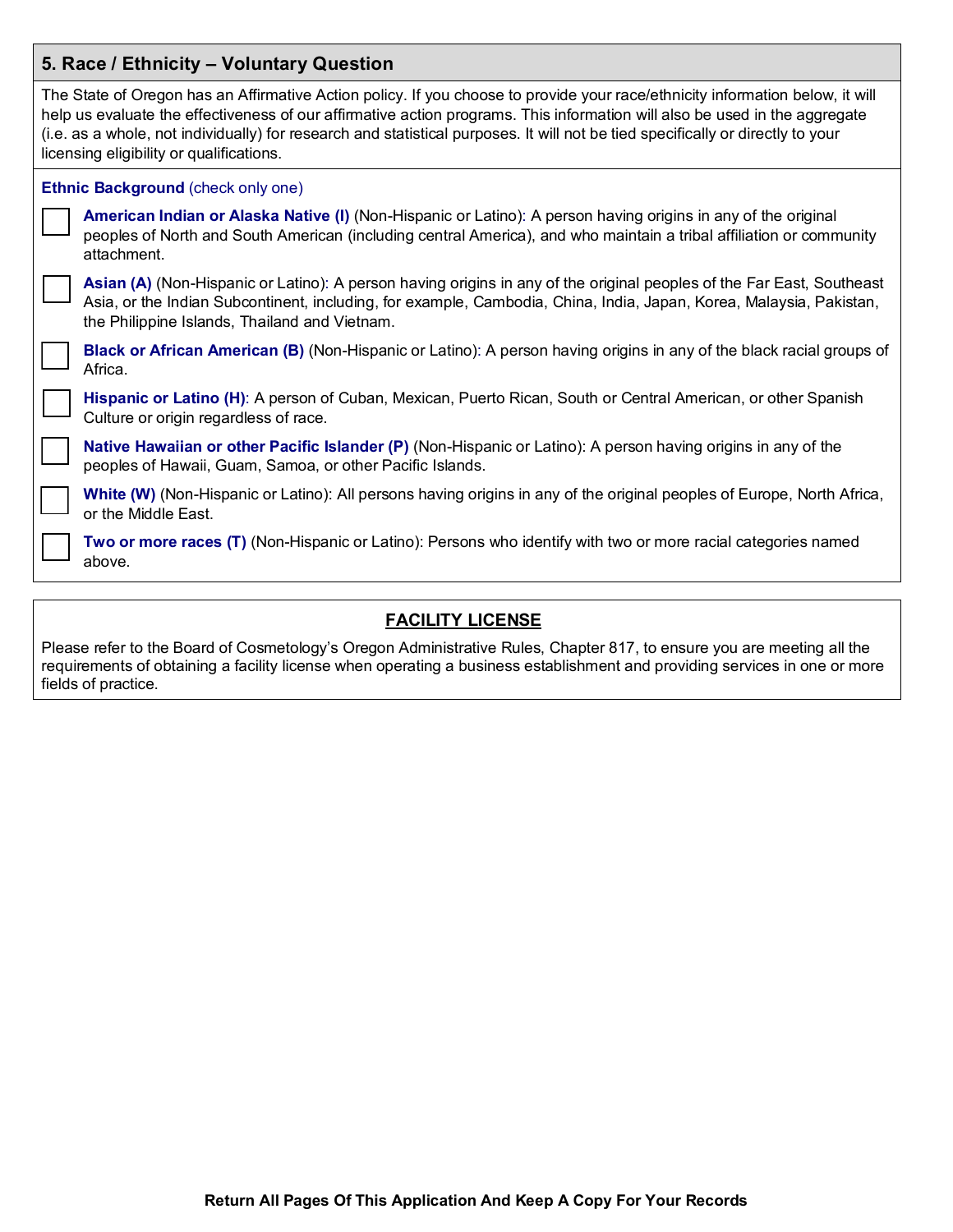## 5. Race / Ethnicity – Voluntary Question

The State of Oregon has an Affirmative Action policy. If you choose to provide your race/ethnicity information below, it will help us evaluate the effectiveness of our affirmative action programs. This information will also be used in the aggregate (i.e. as a whole, not individually) for research and statistical purposes. It will not be tied specifically or directly to your licensing eligibility or qualifications.

**Ethnic Background** (check only one)

- ☐ **American Indian or Alaska Native (I)** (Non-Hispanic or Latino): A person having origins in any of the original peoples of North and South American (including central America), and who maintain a tribal affiliation or community attachment.
- ☐ **Asian (A)** (Non-Hispanic or Latino): A person having origins in any of the original peoples of the Far East, Southeast Asia, or the Indian Subcontinent, including, for example, Cambodia, China, India, Japan, Korea, Malaysia, Pakistan, the Philippine Islands, Thailand and Vietnam.
- ☐ **Black or African American (B)** (Non-Hispanic or Latino): A person having origins in any of the black racial groups of Africa.
- ☐ **Hispanic or Latino (H)**: A person of Cuban, Mexican, Puerto Rican, South or Central American, or other Spanish Culture or origin regardless of race.
- ☐ **Native Hawaiian or other Pacific Islander (P)** (Non-Hispanic or Latino): A person having origins in any of the peoples of Hawaii, Guam, Samoa, or other Pacific Islands.
- ☐ **White (W)** (Non-Hispanic or Latino): All persons having origins in any of the original peoples of Europe, North Africa, or the Middle East.
- ☐ **Two or more races (T)** (Non-Hispanic or Latino): Persons who identify with two or more racial categories named above.

## FACILITY LICENSE

Please refer to the Board of Cosmetology's Oregon Administrative Rules, Chapter 817, to ensure you are meeting all the requirements of obtaining a facility license when operating a business establishment and providing services in one or more fields of practice.

**Return All Pages Of This Application And Keep A Copy For Your Records**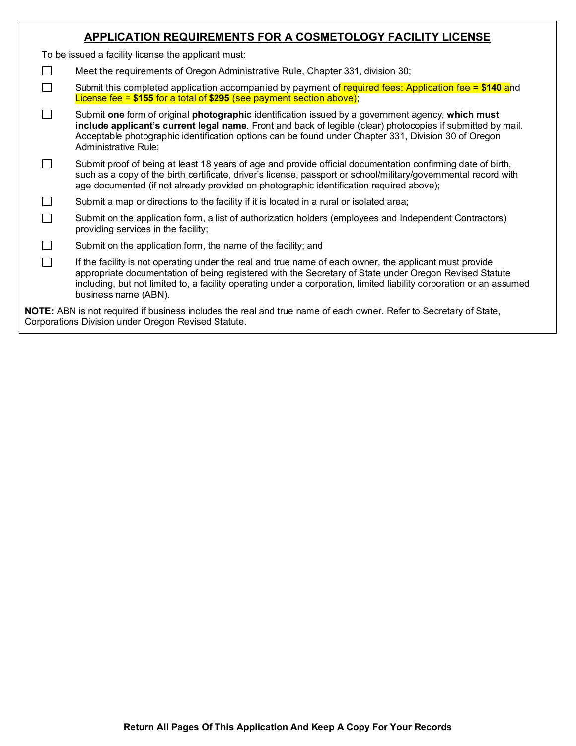## APPLICATION REQUIREMENTS FOR A COSMETOLOGY FACILITY LICENSE

To be issued a facility license the applicant must:

- ☐ Meet the requirements of Oregon Administrative Rule, Chapter 331, division 30;
- ☐ Submit this completed application accompanied by payment of required fees: Application fee = **$140** and License fee = **$155** for a total of **$295** (see payment section above);
- ☐ Submit **one** form of original **photographic** identification issued by a government agency, **which must include applicant's current legal name**. Front and back of legible (clear) photocopies if submitted by mail. Acceptable photographic identification options can be found under Chapter 331, Division 30 of Oregon Administrative Rule;
- ☐ Submit proof of being at least 18 years of age and provide official documentation confirming date of birth, such as a copy of the birth certificate, driver's license, passport or school/military/governmental record with age documented (if not already provided on photographic identification required above);
- ☐ Submit a map or directions to the facility if it is located in a rural or isolated area;
- ☐ Submit on the application form, a list of authorization holders (employees and Independent Contractors) providing services in the facility;
- ☐ Submit on the application form, the name of the facility; and
- ☐ If the facility is not operating under the real and true name of each owner, the applicant must provide appropriate documentation of being registered with the Secretary of State under Oregon Revised Statute including, but not limited to, a facility operating under a corporation, limited liability corporation or an assumed business name (ABN).

**NOTE:** ABN is not required if business includes the real and true name of each owner. Refer to Secretary of State, Corporations Division under Oregon Revised Statute.

**Return All Pages Of This Application And Keep A Copy For Your Records**